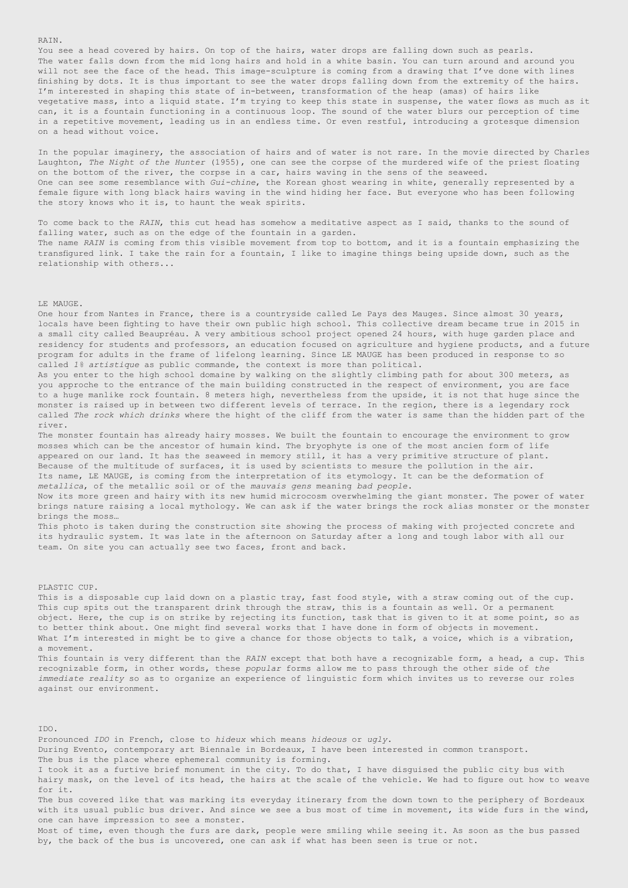RAIN.

You see a head covered by hairs. On top of the hairs, water drops are falling down such as pearls. The water falls down from the mid long hairs and hold in a white basin. You can turn around and around you will not see the face of the head. This image-sculpture is coming from a drawing that I've done with lines finishing by dots. It is thus important to see the water drops falling down from the extremity of the hairs. I'm interested in shaping this state of in-between, transformation of the heap (amas) of hairs like vegetative mass, into a liquid state. I'm trying to keep this state in suspense, the water flows as much as it can, it is a fountain functioning in a continuous loop. The sound of the water blurs our perception of time in a repetitive movement, leading us in an endless time. Or even restful, introducing a grotesque dimension on a head without voice.

In the popular imaginery, the association of hairs and of water is not rare. In the movie directed by Charles Laughton, *The Night of the Hunter* (1955), one can see the corpse of the murdered wife of the priest floating on the bottom of the river, the corpse in a car, hairs waving in the sens of the seaweed.
One can see some resemblance with *Gui-chine*, the Korean ghost wearing in white, generally represented by a female figure with long black hairs waving in the wind hiding her face. But everyone who has been following the story knows who it is, to haunt the weak spirits.

To come back to the *RAIN*, this cut head has somehow a meditative aspect as I said, thanks to the sound of falling water, such as on the edge of the fountain in a garden.
The name *RAIN* is coming from this visible movement from top to bottom, and it is a fountain emphasizing the transfigured link. I take the rain for a fountain, I like to imagine things being upside down, such as the relationship with others...

LE MAUGE.

One hour from Nantes in France, there is a countryside called Le Pays des Mauges. Since almost 30 years, locals have been fighting to have their own public high school. This collective dream became true in 2015 in a small city called Beaupréau. A very ambitious school project opened 24 hours, with huge garden place and residency for students and professors, an education focused on agriculture and hygiene products, and a future program for adults in the frame of lifelong learning. Since LE MAUGE has been produced in response to so called *1% artistique* as public commande, the context is more than political.
As you enter to the high school domaine by walking on the slightly climbing path for about 300 meters, as you approche to the entrance of the main building constructed in the respect of environment, you are face to a huge manlike rock fountain. 8 meters high, nevertheless from the upside, it is not that huge since the monster is raised up in between two different levels of terrace. In the region, there is a legendary rock called *The rock which drinks* where the hight of the cliff from the water is same than the hidden part of the river.
The monster fountain has already hairy mosses. We built the fountain to encourage the environment to grow mosses which can be the ancestor of humain kind. The bryophyte is one of the most ancien form of life appeared on our land. It has the seaweed in memory still, it has a very primitive structure of plant. Because of the multitude of surfaces, it is used by scientists to mesure the pollution in the air.
Its name, LE MAUGE, is coming from the interpretation of its etymology. It can be the deformation of *metallica*, of the metallic soil or of the *mauvais gens* meaning *bad people*.
Now its more green and hairy with its new humid microcosm overwhelming the giant monster. The power of water brings nature raising a local mythology. We can ask if the water brings the rock alias monster or the monster brings the moss…
This photo is taken during the construction site showing the process of making with projected concrete and its hydraulic system. It was late in the afternoon on Saturday after a long and tough labor with all our team. On site you can actually see two faces, front and back.

PLASTIC CUP.

This is a disposable cup laid down on a plastic tray, fast food style, with a straw coming out of the cup. This cup spits out the transparent drink through the straw, this is a fountain as well. Or a permanent object. Here, the cup is on strike by rejecting its function, task that is given to it at some point, so as to better think about. One might find several works that I have done in form of objects in movement.
What I'm interested in might be to give a chance for those objects to talk, a voice, which is a vibration, a movement.
This fountain is very different than the *RAIN* except that both have a recognizable form, a head, a cup. This recognizable form, in other words, these *popular* forms allow me to pass through the other side of *the immediate reality* so as to organize an experience of linguistic form which invites us to reverse our roles against our environment.

IDO.

Pronounced *IDO* in French, close to *hideux* which means *hideous* or *ugly*.
During Evento, contemporary art Biennale in Bordeaux, I have been interested in common transport.
The bus is the place where ephemeral community is forming.
I took it as a furtive brief monument in the city. To do that, I have disguised the public city bus with hairy mask, on the level of its head, the hairs at the scale of the vehicle. We had to figure out how to weave for it.
The bus covered like that was marking its everyday itinerary from the down town to the periphery of Bordeaux with its usual public bus driver. And since we see a bus most of time in movement, its wide furs in the wind, one can have impression to see a monster.
Most of time, even though the furs are dark, people were smiling while seeing it. As soon as the bus passed by, the back of the bus is uncovered, one can ask if what has been seen is true or not.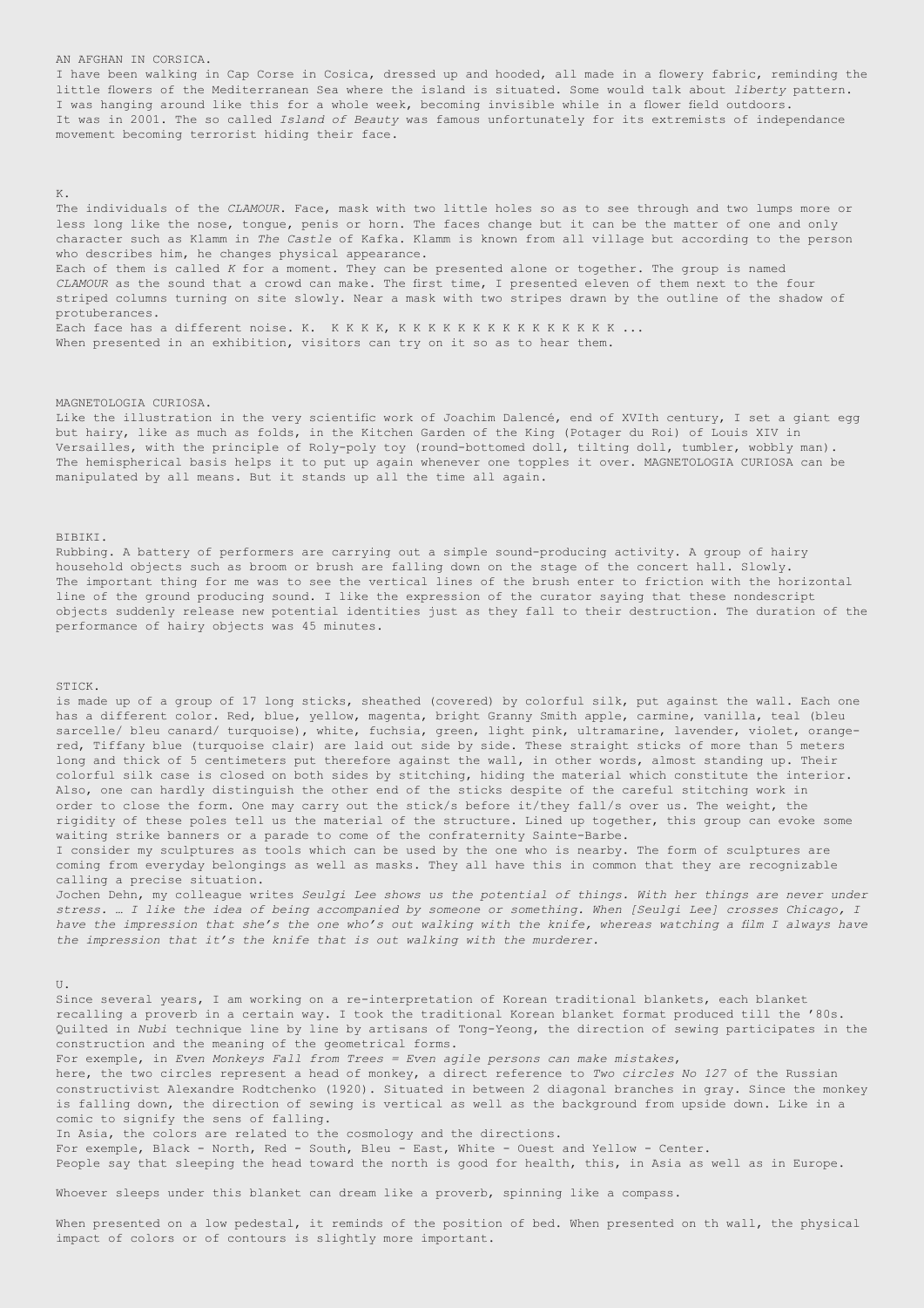## AN AFGHAN IN CORSICA.

I have been walking in Cap Corse in Cosica, dressed up and hooded, all made in a flowery fabric, reminding the little flowers of the Mediterranean Sea where the island is situated. Some would talk about *liberty* pattern. I was hanging around like this for a whole week, becoming invisible while in a flower field outdoors. It was in 2001. The so called *Island of Beauty* was famous unfortunately for its extremists of independance movement becoming terrorist hiding their face.

## K.

The individuals of the *CLAMOUR*. Face, mask with two little holes so as to see through and two lumps more or less long like the nose, tongue, penis or horn. The faces change but it can be the matter of one and only character such as Klamm in *The Castle* of Kafka. Klamm is known from all village but according to the person who describes him, he changes physical appearance.

Each of them is called *K* for a moment. They can be presented alone or together. The group is named *CLAMOUR* as the sound that a crowd can make. The first time, I presented eleven of them next to the four striped columns turning on site slowly. Near a mask with two stripes drawn by the outline of the shadow of protuberances.

Each face has a different noise. K.  K K K K, K K K K K K K K K K K K K K K K ...

When presented in an exhibition, visitors can try on it so as to hear them.

## MAGNETOLOGIA CURIOSA.

Like the illustration in the very scientific work of Joachim Dalencé, end of XVIth century, I set a giant egg but hairy, like as much as folds, in the Kitchen Garden of the King (Potager du Roi) of Louis XIV in Versailles, with the principle of Roly-poly toy (round-bottomed doll, tilting doll, tumbler, wobbly man). The hemispherical basis helps it to put up again whenever one topples it over. MAGNETOLOGIA CURIOSA can be manipulated by all means. But it stands up all the time all again.

## BIBIKI.

Rubbing. A battery of performers are carrying out a simple sound-producing activity. A group of hairy household objects such as broom or brush are falling down on the stage of the concert hall. Slowly.

The important thing for me was to see the vertical lines of the brush enter to friction with the horizontal line of the ground producing sound. I like the expression of the curator saying that these nondescript objects suddenly release new potential identities just as they fall to their destruction. The duration of the performance of hairy objects was 45 minutes.

## STICK.

is made up of a group of 17 long sticks, sheathed (covered) by colorful silk, put against the wall. Each one has a different color. Red, blue, yellow, magenta, bright Granny Smith apple, carmine, vanilla, teal (bleu sarcelle/ bleu canard/ turquoise), white, fuchsia, green, light pink, ultramarine, lavender, violet, orange-red, Tiffany blue (turquoise clair) are laid out side by side. These straight sticks of more than 5 meters long and thick of 5 centimeters put therefore against the wall, in other words, almost standing up. Their colorful silk case is closed on both sides by stitching, hiding the material which constitute the interior. Also, one can hardly distinguish the other end of the sticks despite of the careful stitching work in order to close the form. One may carry out the stick/s before it/they fall/s over us. The weight, the rigidity of these poles tell us the material of the structure. Lined up together, this group can evoke some waiting strike banners or a parade to come of the confraternity Sainte-Barbe.

I consider my sculptures as tools which can be used by the one who is nearby. The form of sculptures are coming from everyday belongings as well as masks. They all have this in common that they are recognizable calling a precise situation.

Jochen Dehn, my colleague writes *Seulgi Lee shows us the potential of things. With her things are never under stress. … I like the idea of being accompanied by someone or something. When [Seulgi Lee] crosses Chicago, I have the impression that she's the one who's out walking with the knife, whereas watching a film I always have the impression that it's the knife that is out walking with the murderer.*

## U.

Since several years, I am working on a re-interpretation of Korean traditional blankets, each blanket recalling a proverb in a certain way. I took the traditional Korean blanket format produced till the '80s. Quilted in *Nubi* technique line by line by artisans of Tong-Yeong, the direction of sewing participates in the construction and the meaning of the geometrical forms.

For exemple, in *Even Monkeys Fall from Trees = Even agile persons can make mistakes*,

here, the two circles represent a head of monkey, a direct reference to *Two circles No 127* of the Russian constructivist Alexandre Rodtchenko (1920). Situated in between 2 diagonal branches in gray. Since the monkey is falling down, the direction of sewing is vertical as well as the background from upside down. Like in a comic to signify the sens of falling.

In Asia, the colors are related to the cosmology and the directions.

For exemple, Black - North, Red - South, Bleu - East, White - Ouest and Yellow - Center.

People say that sleeping the head toward the north is good for health, this, in Asia as well as in Europe.

Whoever sleeps under this blanket can dream like a proverb, spinning like a compass.

When presented on a low pedestal, it reminds of the position of bed. When presented on th wall, the physical impact of colors or of contours is slightly more important.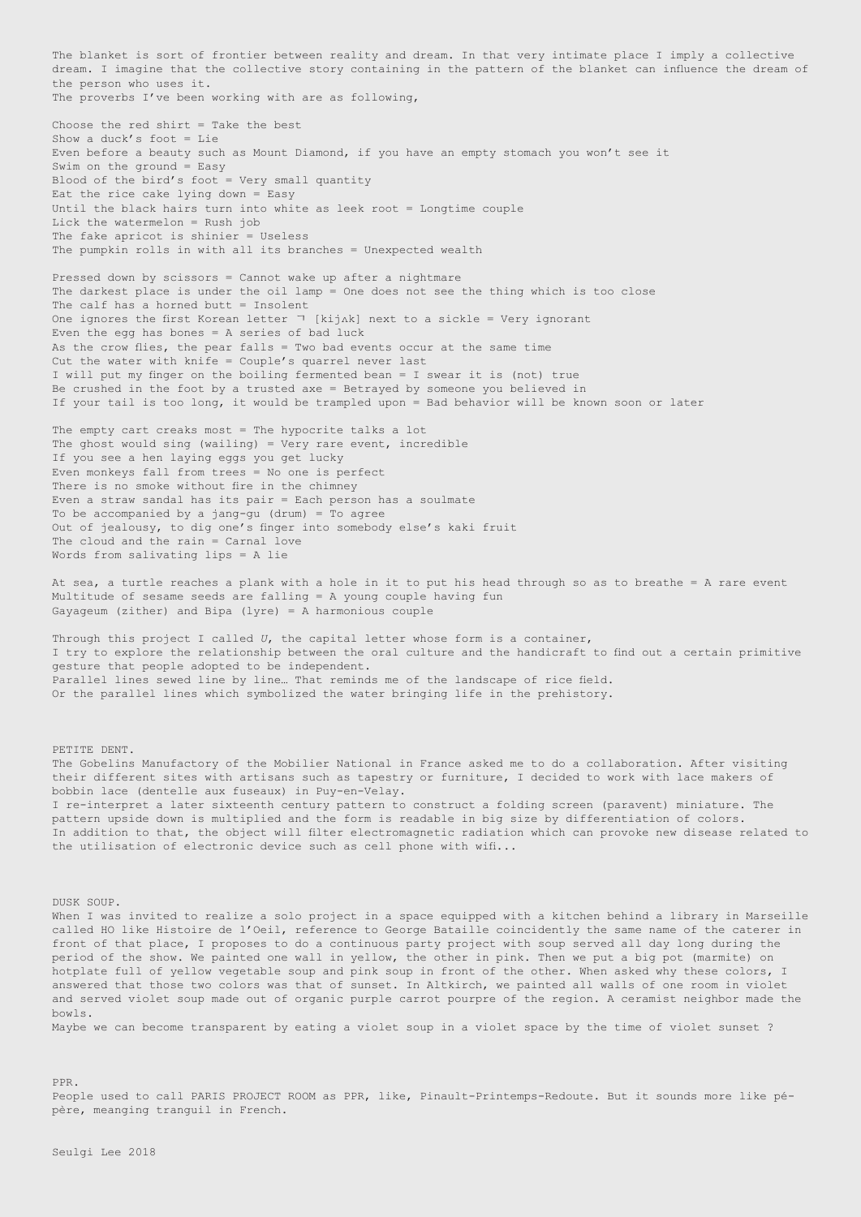The blanket is sort of frontier between reality and dream. In that very intimate place I imply a collective dream. I imagine that the collective story containing in the pattern of the blanket can influence the dream of the person who uses it.
The proverbs I've been working with are as following,

Choose the red shirt = Take the best
Show a duck's foot = Lie
Even before a beauty such as Mount Diamond, if you have an empty stomach you won't see it
Swim on the ground = Easy
Blood of the bird's foot = Very small quantity
Eat the rice cake lying down = Easy
Until the black hairs turn into white as leek root = Longtime couple
Lick the watermelon = Rush job
The fake apricot is shinier = Useless
The pumpkin rolls in with all its branches = Unexpected wealth

Pressed down by scissors = Cannot wake up after a nightmare
The darkest place is under the oil lamp = One does not see the thing which is too close
The calf has a horned butt = Insolent
One ignores the first Korean letter ㄱ [kijʌk] next to a sickle = Very ignorant
Even the egg has bones = A series of bad luck
As the crow flies, the pear falls = Two bad events occur at the same time
Cut the water with knife = Couple's quarrel never last
I will put my finger on the boiling fermented bean = I swear it is (not) true
Be crushed in the foot by a trusted axe = Betrayed by someone you believed in
If your tail is too long, it would be trampled upon = Bad behavior will be known soon or later

The empty cart creaks most = The hypocrite talks a lot
The ghost would sing (wailing) = Very rare event, incredible
If you see a hen laying eggs you get lucky
Even monkeys fall from trees = No one is perfect
There is no smoke without fire in the chimney
Even a straw sandal has its pair = Each person has a soulmate
To be accompanied by a jang-gu (drum) = To agree
Out of jealousy, to dig one's finger into somebody else's kaki fruit
The cloud and the rain = Carnal love
Words from salivating lips = A lie

At sea, a turtle reaches a plank with a hole in it to put his head through so as to breathe = A rare event
Multitude of sesame seeds are falling = A young couple having fun
Gayageum (zither) and Bipa (lyre) = A harmonious couple

Through this project I called *U*, the capital letter whose form is a container,
I try to explore the relationship between the oral culture and the handicraft to find out a certain primitive gesture that people adopted to be independent.
Parallel lines sewed line by line… That reminds me of the landscape of rice field.
Or the parallel lines which symbolized the water bringing life in the prehistory.

PETITE DENT.
The Gobelins Manufactory of the Mobilier National in France asked me to do a collaboration. After visiting their different sites with artisans such as tapestry or furniture, I decided to work with lace makers of bobbin lace (dentelle aux fuseaux) in Puy-en-Velay.
I re-interpret a later sixteenth century pattern to construct a folding screen (paravent) miniature. The pattern upside down is multiplied and the form is readable in big size by differentiation of colors.
In addition to that, the object will filter electromagnetic radiation which can provoke new disease related to the utilisation of electronic device such as cell phone with wifi...

DUSK SOUP.
When I was invited to realize a solo project in a space equipped with a kitchen behind a library in Marseille called HO like Histoire de l'Oeil, reference to George Bataille coincidently the same name of the caterer in front of that place, I proposes to do a continuous party project with soup served all day long during the period of the show. We painted one wall in yellow, the other in pink. Then we put a big pot (marmite) on hotplate full of yellow vegetable soup and pink soup in front of the other. When asked why these colors, I answered that those two colors was that of sunset. In Altkirch, we painted all walls of one room in violet and served violet soup made out of organic purple carrot pourpre of the region. A ceramist neighbor made the bowls.
Maybe we can become transparent by eating a violet soup in a violet space by the time of violet sunset ?

PPR.
People used to call PARIS PROJECT ROOM as PPR, like, Pinault-Printemps-Redoute. But it sounds more like pé-père, meanging tranquil in French.

Seulgi Lee 2018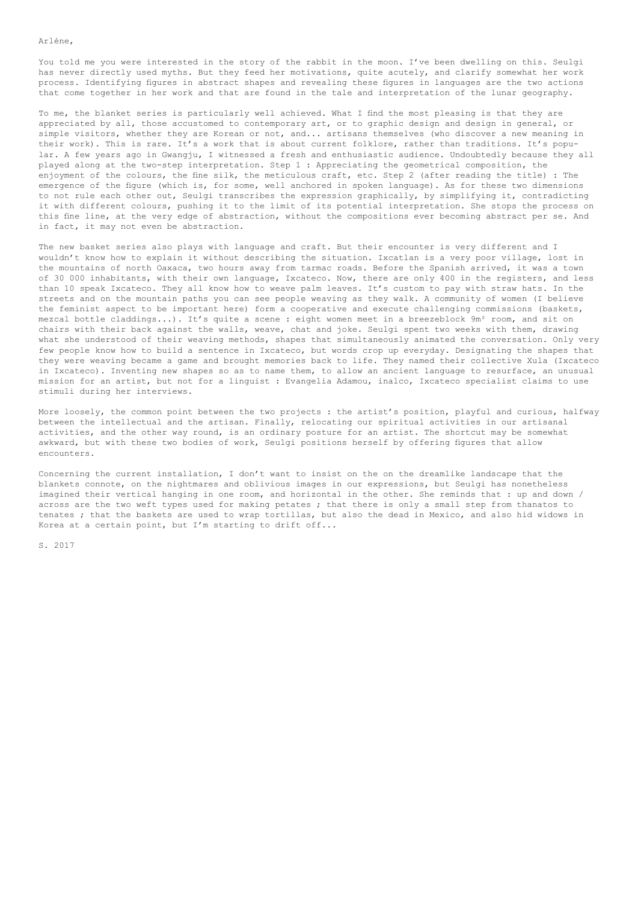Arlène,

You told me you were interested in the story of the rabbit in the moon. I've been dwelling on this. Seulgi has never directly used myths. But they feed her motivations, quite acutely, and clarify somewhat her work process. Identifying figures in abstract shapes and revealing these figures in languages are the two actions that come together in her work and that are found in the tale and interpretation of the lunar geography.

To me, the blanket series is particularly well achieved. What I find the most pleasing is that they are appreciated by all, those accustomed to contemporary art, or to graphic design and design in general, or simple visitors, whether they are Korean or not, and... artisans themselves (who discover a new meaning in their work). This is rare. It's a work that is about current folklore, rather than traditions. It's popular. A few years ago in Gwangju, I witnessed a fresh and enthusiastic audience. Undoubtedly because they all played along at the two-step interpretation. Step 1 : Appreciating the geometrical composition, the enjoyment of the colours, the fine silk, the meticulous craft, etc. Step 2 (after reading the title) : The emergence of the figure (which is, for some, well anchored in spoken language). As for these two dimensions to not rule each other out, Seulgi transcribes the expression graphically, by simplifying it, contradicting it with different colours, pushing it to the limit of its potential interpretation. She stops the process on this fine line, at the very edge of abstraction, without the compositions ever becoming abstract per se. And in fact, it may not even be abstraction.

The new basket series also plays with language and craft. But their encounter is very different and I wouldn't know how to explain it without describing the situation. Ixcatlan is a very poor village, lost in the mountains of north Oaxaca, two hours away from tarmac roads. Before the Spanish arrived, it was a town of 30 000 inhabitants, with their own language, Ixcateco. Now, there are only 400 in the registers, and less than 10 speak Ixcateco. They all know how to weave palm leaves. It's custom to pay with straw hats. In the streets and on the mountain paths you can see people weaving as they walk. A community of women (I believe the feminist aspect to be important here) form a cooperative and execute challenging commissions (baskets, mezcal bottle claddings...). It's quite a scene : eight women meet in a breezeblock 9m² room, and sit on chairs with their back against the walls, weave, chat and joke. Seulgi spent two weeks with them, drawing what she understood of their weaving methods, shapes that simultaneously animated the conversation. Only very few people know how to build a sentence in Ixcateco, but words crop up everyday. Designating the shapes that they were weaving became a game and brought memories back to life. They named their collective Xula (Ixcateco in Ixcateco). Inventing new shapes so as to name them, to allow an ancient language to resurface, an unusual mission for an artist, but not for a linguist : Evangelia Adamou, inalco, Ixcateco specialist claims to use stimuli during her interviews.

More loosely, the common point between the two projects : the artist's position, playful and curious, halfway between the intellectual and the artisan. Finally, relocating our spiritual activities in our artisanal activities, and the other way round, is an ordinary posture for an artist. The shortcut may be somewhat awkward, but with these two bodies of work, Seulgi positions herself by offering figures that allow encounters.

Concerning the current installation, I don't want to insist on the on the dreamlike landscape that the blankets connote, on the nightmares and oblivious images in our expressions, but Seulgi has nonetheless imagined their vertical hanging in one room, and horizontal in the other. She reminds that : up and down / across are the two weft types used for making petates ; that there is only a small step from thanatos to tenates ; that the baskets are used to wrap tortillas, but also the dead in Mexico, and also hid widows in Korea at a certain point, but I'm starting to drift off...

S. 2017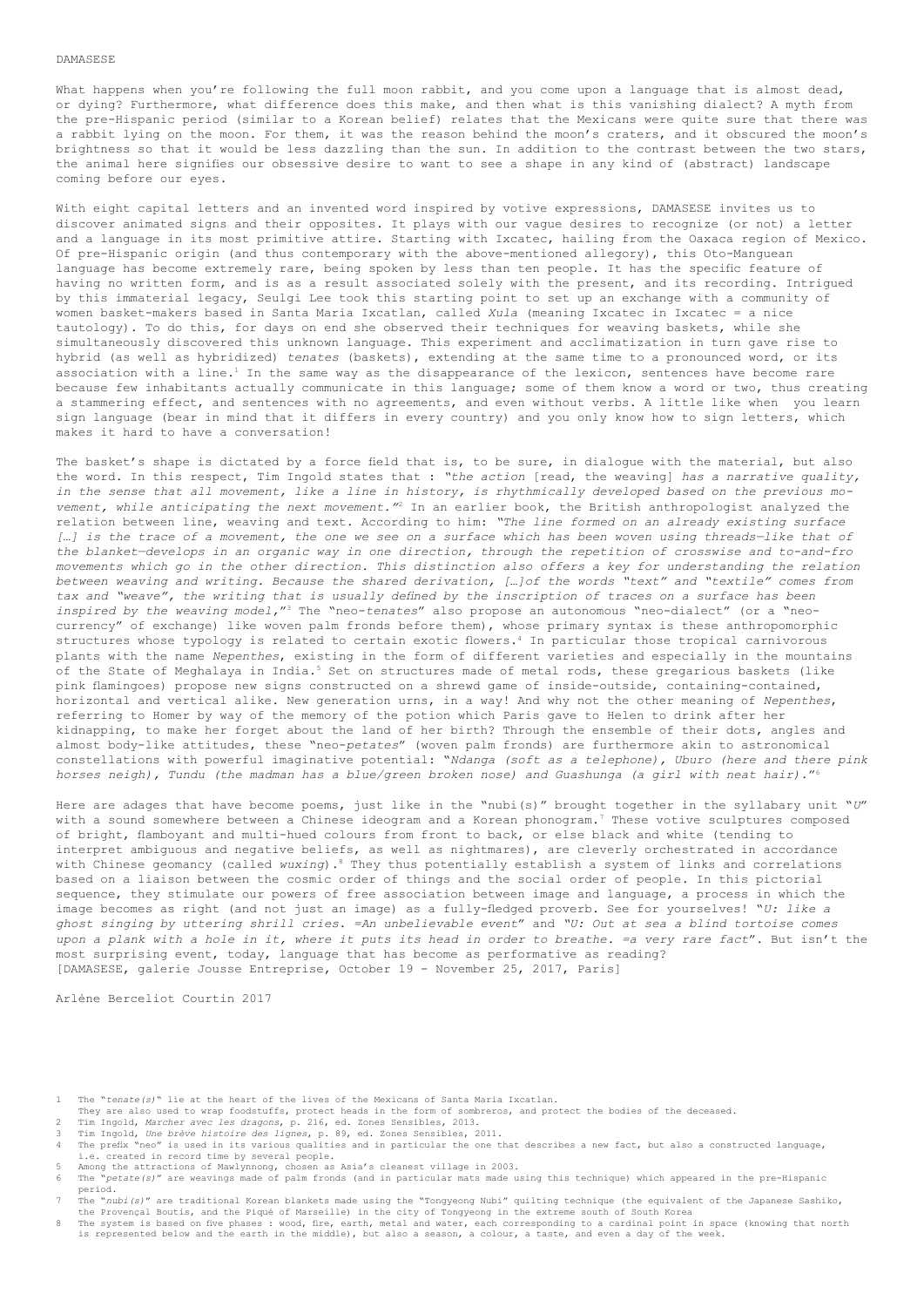DAMASESE

What happens when you're following the full moon rabbit, and you come upon a language that is almost dead, or dying? Furthermore, what difference does this make, and then what is this vanishing dialect? A myth from the pre-Hispanic period (similar to a Korean belief) relates that the Mexicans were quite sure that there was a rabbit lying on the moon. For them, it was the reason behind the moon's craters, and it obscured the moon's brightness so that it would be less dazzling than the sun. In addition to the contrast between the two stars, the animal here signifies our obsessive desire to want to see a shape in any kind of (abstract) landscape coming before our eyes.

With eight capital letters and an invented word inspired by votive expressions, DAMASESE invites us to discover animated signs and their opposites. It plays with our vague desires to recognize (or not) a letter and a language in its most primitive attire. Starting with Ixcatec, hailing from the Oaxaca region of Mexico. Of pre-Hispanic origin (and thus contemporary with the above-mentioned allegory), this Oto-Manguean language has become extremely rare, being spoken by less than ten people. It has the specific feature of having no written form, and is as a result associated solely with the present, and its recording. Intrigued by this immaterial legacy, Seulgi Lee took this starting point to set up an exchange with a community of women basket-makers based in Santa Maria Ixcatlan, called *Xula* (meaning Ixcatec in Ixcatec = a nice tautology). To do this, for days on end she observed their techniques for weaving baskets, while she simultaneously discovered this unknown language. This experiment and acclimatization in turn gave rise to hybrid (as well as hybridized) *tenates* (baskets), extending at the same time to a pronounced word, or its association with a line.[1] In the same way as the disappearance of the lexicon, sentences have become rare because few inhabitants actually communicate in this language; some of them know a word or two, thus creating a stammering effect, and sentences with no agreements, and even without verbs. A little like when you learn sign language (bear in mind that it differs in every country) and you only know how to sign letters, which makes it hard to have a conversation!

The basket's shape is dictated by a force field that is, to be sure, in dialogue with the material, but also the word. In this respect, Tim Ingold states that : "*the action* [read, the weaving] *has a narrative quality, in the sense that all movement, like a line in history, is rhythmically developed based on the previous movement, while anticipating the next movement.*"[2] In an earlier book, the British anthropologist analyzed the relation between line, weaving and text. According to him: "*The line formed on an already existing surface […] is the trace of a movement, the one we see on a surface which has been woven using threads—like that of the blanket—develops in an organic way in one direction, through the repetition of crosswise and to-and-fro movements which go in the other direction. This distinction also offers a key for understanding the relation between weaving and writing. Because the shared derivation, […]of the words "text" and "textile" comes from tax and "weave", the writing that is usually defined by the inscription of traces on a surface has been inspired by the weaving model,*"[3] The "neo-*tenates*" also propose an autonomous "neo-dialect" (or a "neo-currency" of exchange) like woven palm fronds before them), whose primary syntax is these anthropomorphic structures whose typology is related to certain exotic flowers.[4] In particular those tropical carnivorous plants with the name *Nepenthes*, existing in the form of different varieties and especially in the mountains of the State of Meghalaya in India.[5] Set on structures made of metal rods, these gregarious baskets (like pink flamingoes) propose new signs constructed on a shrewd game of inside-outside, containing-contained, horizontal and vertical alike. New generation urns, in a way! And why not the other meaning of *Nepenthes*, referring to Homer by way of the memory of the potion which Paris gave to Helen to drink after her kidnapping, to make her forget about the land of her birth? Through the ensemble of their dots, angles and almost body-like attitudes, these "neo-*petates*" (woven palm fronds) are furthermore akin to astronomical constellations with powerful imaginative potential: "*Ndanga (soft as a telephone), Uburo (here and there pink horses neigh), Tundu (the madman has a blue/green broken nose) and Guashunga (a girl with neat hair).*"[6]

Here are adages that have become poems, just like in the "nubi(s)" brought together in the syllabary unit "*U*" with a sound somewhere between a Chinese ideogram and a Korean phonogram.[7] These votive sculptures composed of bright, flamboyant and multi-hued colours from front to back, or else black and white (tending to interpret ambiguous and negative beliefs, as well as nightmares), are cleverly orchestrated in accordance with Chinese geomancy (called *wuxing*).[8] They thus potentially establish a system of links and correlations based on a liaison between the cosmic order of things and the social order of people. In this pictorial sequence, they stimulate our powers of free association between image and language, a process in which the image becomes as right (and not just an image) as a fully-fledged proverb. See for yourselves! "*U: like a ghost singing by uttering shrill cries. =An unbelievable event*" and "*U: Out at sea a blind tortoise comes upon a plank with a hole in it, where it puts its head in order to breathe. =a very rare fact*". But isn't the most surprising event, today, language that has become as performative as reading?
[DAMASESE, galerie Jousse Entreprise, October 19 - November 25, 2017, Paris]

Arlène Berceliot Courtin 2017

1 The "*tenate(s)*" lie at the heart of the lives of the Mexicans of Santa Maria Ixcatlan. They are also used to wrap foodstuffs, protect heads in the form of sombreros, and protect the bodies of the deceased.
2 Tim Ingold, *Marcher avec les dragons*, p. 216, ed. Zones Sensibles, 2013.
3 Tim Ingold, *Une brève histoire des lignes*, p. 89, ed. Zones Sensibles, 2011.
4 The prefix "neo" is used in its various qualities and in particular the one that describes a new fact, but also a constructed language, i.e. created in record time by several people.
5 Among the attractions of Mawlynnong, chosen as Asia's cleanest village in 2003.
6 The "*petate(s)*" are weavings made of palm fronds (and in particular mats made using this technique) which appeared in the pre-Hispanic period.
7 The "*nubi(s)*" are traditional Korean blankets made using the "Tongyeong Nubi" quilting technique (the equivalent of the Japanese Sashiko, the Provençal Boutis, and the Piqué of Marseille) in the city of Tongyeong in the extreme south of South Korea
8 The system is based on five phases : wood, fire, earth, metal and water, each corresponding to a cardinal point in space (knowing that north is represented below and the earth in the middle), but also a season, a colour, a taste, and even a day of the week.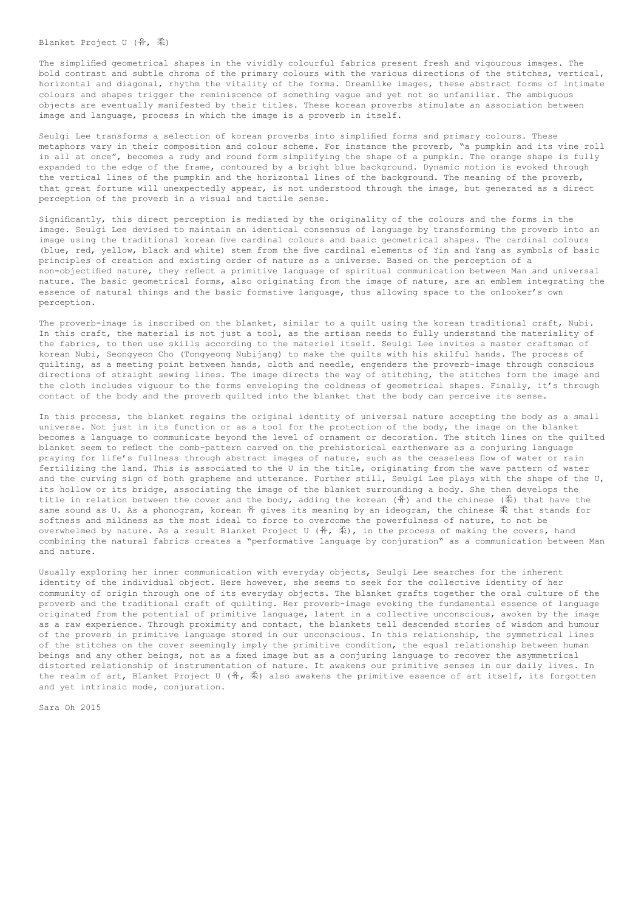Blanket Project U (유, 柔)

The simplified geometrical shapes in the vividly colourful fabrics present fresh and vigourous images. The bold contrast and subtle chroma of the primary colours with the various directions of the stitches, vertical, horizontal and diagonal, rhythm the vitality of the forms. Dreamlike images, these abstract forms of intimate colours and shapes trigger the reminiscence of something vague and yet not so unfamiliar. The ambiguous objects are eventually manifested by their titles. These korean proverbs stimulate an association between image and language, process in which the image is a proverb in itself.

Seulgi Lee transforms a selection of korean proverbs into simplified forms and primary colours. These metaphors vary in their composition and colour scheme. For instance the proverb, "a pumpkin and its vine roll in all at once", becomes a rudy and round form simplifying the shape of a pumpkin. The orange shape is fully expanded to the edge of the frame, contoured by a bright blue background. Dynamic motion is evoked through the vertical lines of the pumpkin and the horizontal lines of the background. The meaning of the proverb, that great fortune will unexpectedly appear, is not understood through the image, but generated as a direct perception of the proverb in a visual and tactile sense.

Significantly, this direct perception is mediated by the originality of the colours and the forms in the image. Seulgi Lee devised to maintain an identical consensus of language by transforming the proverb into an image using the traditional korean five cardinal colours and basic geometrical shapes. The cardinal colours (blue, red, yellow, black and white) stem from the five cardinal elements of Yin and Yang as symbols of basic principles of creation and existing order of nature as a universe. Based on the perception of a non-objectified nature, they reflect a primitive language of spiritual communication between Man and universal nature. The basic geometrical forms, also originating from the image of nature, are an emblem integrating the essence of natural things and the basic formative language, thus allowing space to the onlooker's own perception.

The proverb-image is inscribed on the blanket, similar to a quilt using the korean traditional craft, Nubi. In this craft, the material is not just a tool, as the artisan needs to fully understand the materiality of the fabrics, to then use skills according to the materiel itself. Seulgi Lee invites a master craftsman of korean Nubi, Seongyeon Cho (Tongyeong Nubijang) to make the quilts with his skilful hands. The process of quilting, as a meeting point between hands, cloth and needle, engenders the proverb-image through conscious directions of straight sewing lines. The image directs the way of stitching, the stitches form the image and the cloth includes viguour to the forms enveloping the coldness of geometrical shapes. Finally, it's through contact of the body and the proverb quilted into the blanket that the body can perceive its sense.

In this process, the blanket regains the original identity of universal nature accepting the body as a small universe. Not just in its function or as a tool for the protection of the body, the image on the blanket becomes a language to communicate beyond the level of ornament or decoration. The stitch lines on the quilted blanket seem to reflect the comb-pattern carved on the prehistorical earthenware as a conjuring language praying for life's fullness through abstract images of nature, such as the ceaseless flow of water or rain fertilizing the land. This is associated to the U in the title, originating from the wave pattern of water and the curving sign of both grapheme and utterance. Further still, Seulgi Lee plays with the shape of the U, its hollow or its bridge, associating the image of the blanket surrounding a body. She then develops the title in relation between the cover and the body, adding the korean (유) and the chinese (柔) that have the same sound as U. As a phonogram, korean 유 gives its meaning by an ideogram, the chinese 柔 that stands for softness and mildness as the most ideal to force to overcome the powerfulness of nature, to not be overwhelmed by nature. As a result Blanket Project U (유, 柔), in the process of making the covers, hand combining the natural fabrics creates a "performative language by conjuration" as a communication between Man and nature.

Usually exploring her inner communication with everyday objects, Seulgi Lee searches for the inherent identity of the individual object. Here however, she seems to seek for the collective identity of her community of origin through one of its everyday objects. The blanket grafts together the oral culture of the proverb and the traditional craft of quilting. Her proverb-image evoking the fundamental essence of language originated from the potential of primitive language, latent in a collective unconscious, awoken by the image as a raw experience. Through proximity and contact, the blankets tell descended stories of wisdom and humour of the proverb in primitive language stored in our unconscious. In this relationship, the symmetrical lines of the stitches on the cover seemingly imply the primitive condition, the equal relationship between human beings and any other beings, not as a fixed image but as a conjuring language to recover the asymmetrical distorted relationship of instrumentation of nature. It awakens our primitive senses in our daily lives. In the realm of art, Blanket Project U (유, 柔) also awakens the primitive essence of art itself, its forgotten and yet intrinsic mode, conjuration.

Sara Oh 2015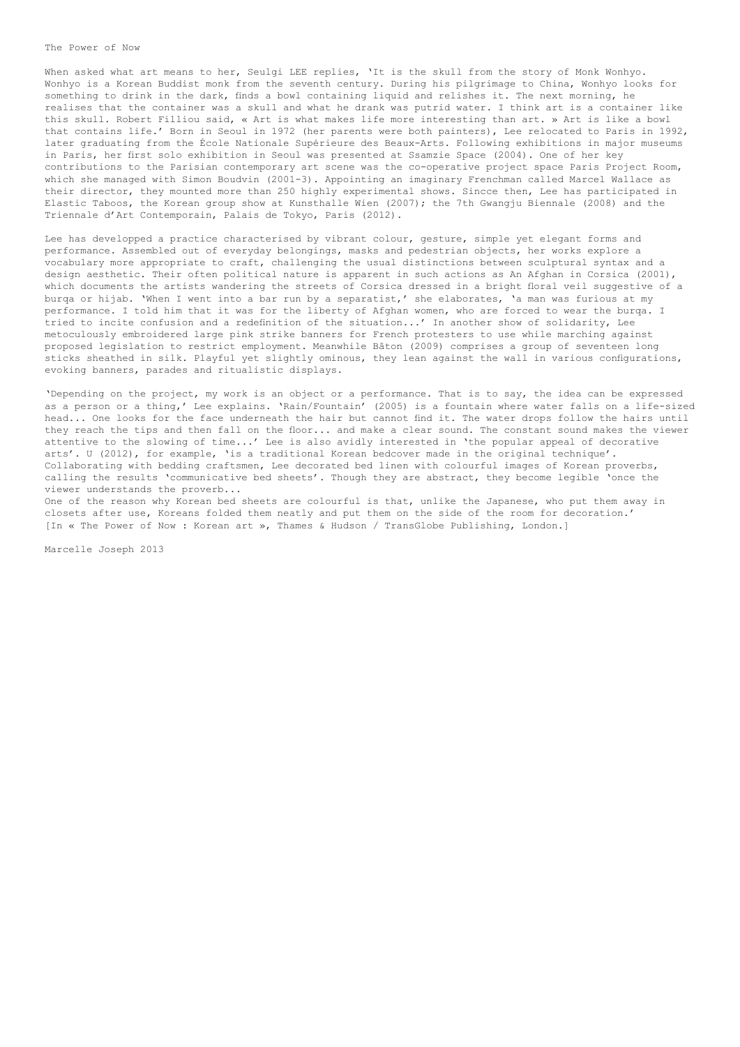The Power of Now

When asked what art means to her, Seulgi LEE replies, 'It is the skull from the story of Monk Wonhyo. Wonhyo is a Korean Buddist monk from the seventh century. During his pilgrimage to China, Wonhyo looks for something to drink in the dark, finds a bowl containing liquid and relishes it. The next morning, he realises that the container was a skull and what he drank was putrid water. I think art is a container like this skull. Robert Filliou said, « Art is what makes life more interesting than art. » Art is like a bowl that contains life.' Born in Seoul in 1972 (her parents were both painters), Lee relocated to Paris in 1992, later graduating from the École Nationale Supérieure des Beaux-Arts. Following exhibitions in major museums in Paris, her first solo exhibition in Seoul was presented at Ssamzie Space (2004). One of her key contributions to the Parisian contemporary art scene was the co-operative project space Paris Project Room, which she managed with Simon Boudvin (2001-3). Appointing an imaginary Frenchman called Marcel Wallace as their director, they mounted more than 250 highly experimental shows. Sincce then, Lee has participated in Elastic Taboos, the Korean group show at Kunsthalle Wien (2007); the 7th Gwangju Biennale (2008) and the Triennale d'Art Contemporain, Palais de Tokyo, Paris (2012).

Lee has developped a practice characterised by vibrant colour, gesture, simple yet elegant forms and performance. Assembled out of everyday belongings, masks and pedestrian objects, her works explore a vocabulary more appropriate to craft, challenging the usual distinctions between sculptural syntax and a design aesthetic. Their often political nature is apparent in such actions as An Afghan in Corsica (2001), which documents the artists wandering the streets of Corsica dressed in a bright floral veil suggestive of a burqa or hijab. 'When I went into a bar run by a separatist,' she elaborates, 'a man was furious at my performance. I told him that it was for the liberty of Afghan women, who are forced to wear the burqa. I tried to incite confusion and a redefinition of the situation...' In another show of solidarity, Lee metoculously embroidered large pink strike banners for French protesters to use while marching against proposed legislation to restrict employment. Meanwhile Bâton (2009) comprises a group of seventeen long sticks sheathed in silk. Playful yet slightly ominous, they lean against the wall in various configurations, evoking banners, parades and ritualistic displays.

'Depending on the project, my work is an object or a performance. That is to say, the idea can be expressed as a person or a thing,' Lee explains. 'Rain/Fountain' (2005) is a fountain where water falls on a life-sized head... One looks for the face underneath the hair but cannot find it. The water drops follow the hairs until they reach the tips and then fall on the floor... and make a clear sound. The constant sound makes the viewer attentive to the slowing of time...' Lee is also avidly interested in 'the popular appeal of decorative arts'. U (2012), for example, 'is a traditional Korean bedcover made in the original technique'. Collaborating with bedding craftsmen, Lee decorated bed linen with colourful images of Korean proverbs, calling the results 'communicative bed sheets'. Though they are abstract, they become legible 'once the viewer understands the proverb...
One of the reason why Korean bed sheets are colourful is that, unlike the Japanese, who put them away in closets after use, Koreans folded them neatly and put them on the side of the room for decoration.'
[In « The Power of Now : Korean art », Thames & Hudson / TransGlobe Publishing, London.]

Marcelle Joseph 2013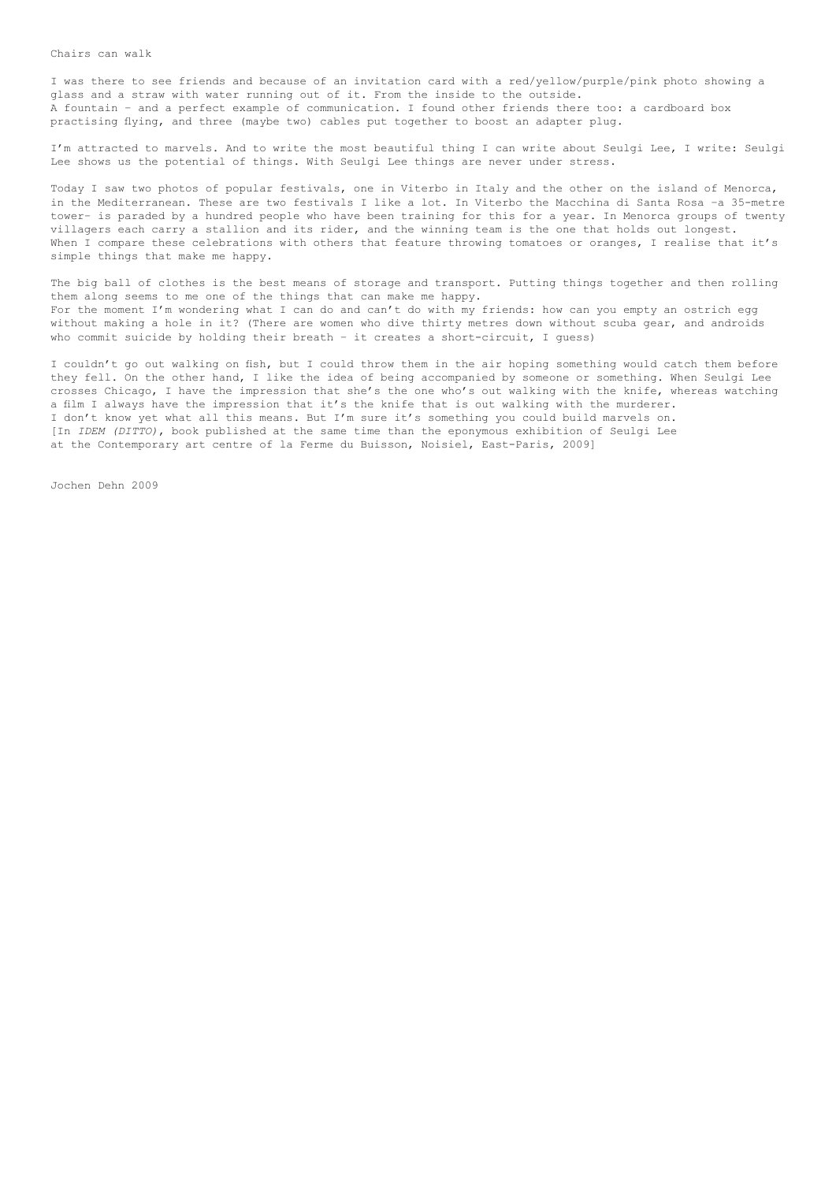Chairs can walk

I was there to see friends and because of an invitation card with a red/yellow/purple/pink photo showing a glass and a straw with water running out of it. From the inside to the outside.
A fountain – and a perfect example of communication. I found other friends there too: a cardboard box practising flying, and three (maybe two) cables put together to boost an adapter plug.

I'm attracted to marvels. And to write the most beautiful thing I can write about Seulgi Lee, I write: Seulgi Lee shows us the potential of things. With Seulgi Lee things are never under stress.

Today I saw two photos of popular festivals, one in Viterbo in Italy and the other on the island of Menorca, in the Mediterranean. These are two festivals I like a lot. In Viterbo the Macchina di Santa Rosa –a 35-metre tower– is paraded by a hundred people who have been training for this for a year. In Menorca groups of twenty villagers each carry a stallion and its rider, and the winning team is the one that holds out longest.
When I compare these celebrations with others that feature throwing tomatoes or oranges, I realise that it's simple things that make me happy.

The big ball of clothes is the best means of storage and transport. Putting things together and then rolling them along seems to me one of the things that can make me happy.
For the moment I'm wondering what I can do and can't do with my friends: how can you empty an ostrich egg without making a hole in it? (There are women who dive thirty metres down without scuba gear, and androids who commit suicide by holding their breath – it creates a short-circuit, I guess)

I couldn't go out walking on fish, but I could throw them in the air hoping something would catch them before they fell. On the other hand, I like the idea of being accompanied by someone or something. When Seulgi Lee crosses Chicago, I have the impression that she's the one who's out walking with the knife, whereas watching a film I always have the impression that it's the knife that is out walking with the murderer.
I don't know yet what all this means. But I'm sure it's something you could build marvels on.
[In *IDEM (DITTO)*, book published at the same time than the eponymous exhibition of Seulgi Lee at the Contemporary art centre of la Ferme du Buisson, Noisiel, East-Paris, 2009]

Jochen Dehn 2009